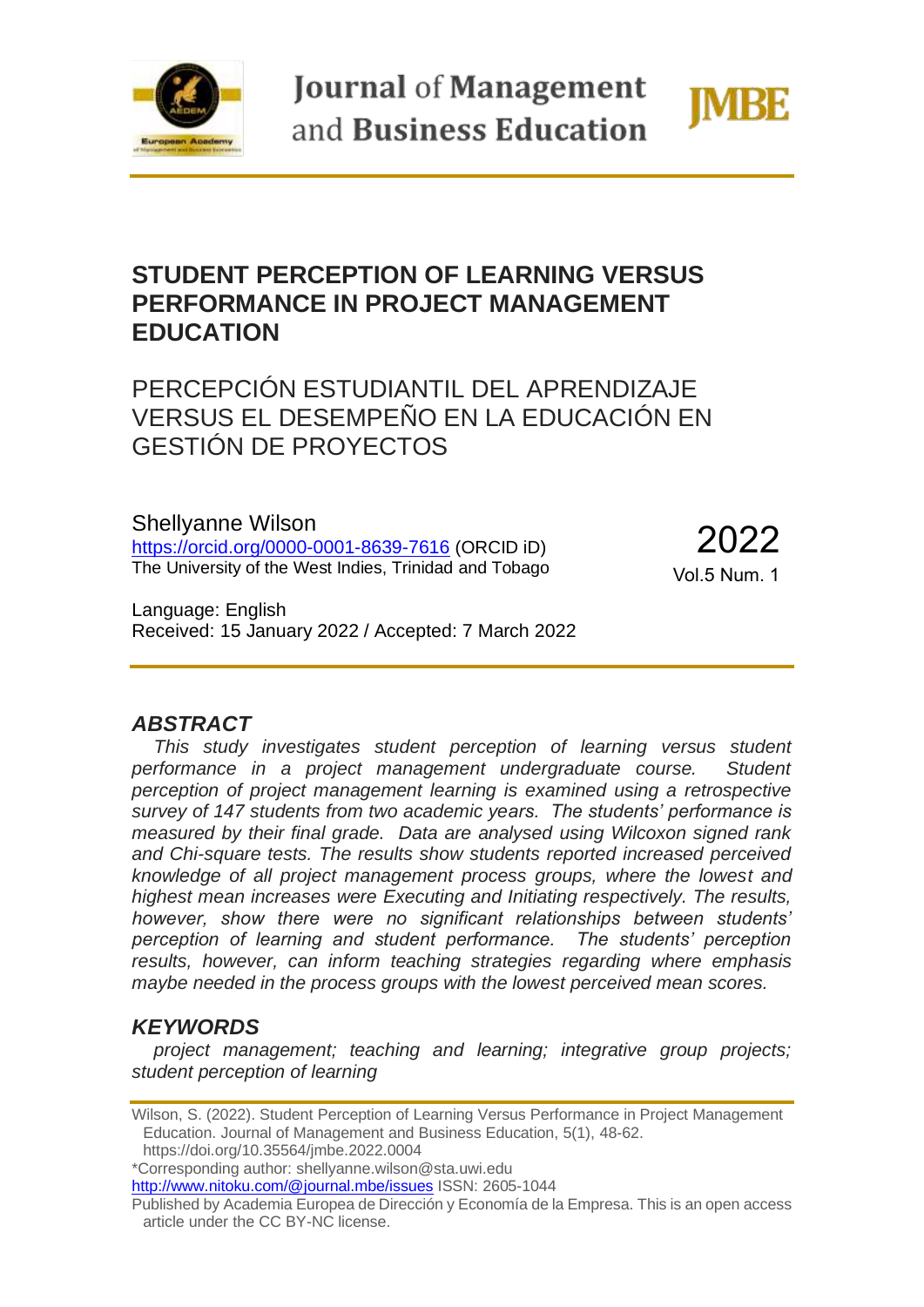# STUDENT PERCEPTION OF LEARNING VERSUS PERFORMANCE IN PROJECT MANAGEMENT EDUCATION

## PERCEPCIÓN ESTUDIANTIL DEL APRENDIZAJE VERSUS EL DESEMPEÑO EN LA EDUCACIÓN EN GESTIÓN DE PROYECTOS

Shellyanne Wilson
https://orcid.org/0000-0001-8639-7616 (ORCID iD)
The University of the West Indies, Trinidad and Tobago

2022
Vol.5 Num. 1

Language: English
Received: 15 January 2022 / Accepted: 7 March 2022

### *ABSTRACT*

*This study investigates student perception of learning versus student performance in a project management undergraduate course. Student perception of project management learning is examined using a retrospective survey of 147 students from two academic years. The students' performance is measured by their final grade. Data are analysed using Wilcoxon signed rank and Chi-square tests. The results show students reported increased perceived knowledge of all project management process groups, where the lowest and highest mean increases were Executing and Initiating respectively. The results, however, show there were no significant relationships between students' perception of learning and student performance. The students' perception results, however, can inform teaching strategies regarding where emphasis maybe needed in the process groups with the lowest perceived mean scores.*

### *KEYWORDS*

*project management; teaching and learning; integrative group projects; student perception of learning*

Wilson, S. (2022). Student Perception of Learning Versus Performance in Project Management Education. Journal of Management and Business Education, 5(1), 48-62. https://doi.org/10.35564/jmbe.2022.0004
*Corresponding author: shellyanne.wilson@sta.uwi.edu
http://www.nitoku.com/@journal.mbe/issues ISSN: 2605-1044
Published by Academia Europea de Dirección y Economía de la Empresa. This is an open access article under the CC BY-NC license.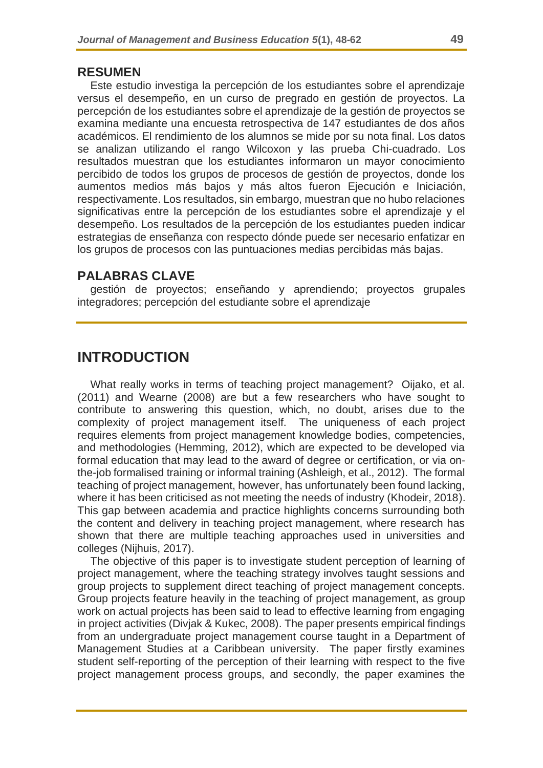## RESUMEN

Este estudio investiga la percepción de los estudiantes sobre el aprendizaje versus el desempeño, en un curso de pregrado en gestión de proyectos. La percepción de los estudiantes sobre el aprendizaje de la gestión de proyectos se examina mediante una encuesta retrospectiva de 147 estudiantes de dos años académicos. El rendimiento de los alumnos se mide por su nota final. Los datos se analizan utilizando el rango Wilcoxon y las prueba Chi-cuadrado. Los resultados muestran que los estudiantes informaron un mayor conocimiento percibido de todos los grupos de procesos de gestión de proyectos, donde los aumentos medios más bajos y más altos fueron Ejecución e Iniciación, respectivamente. Los resultados, sin embargo, muestran que no hubo relaciones significativas entre la percepción de los estudiantes sobre el aprendizaje y el desempeño. Los resultados de la percepción de los estudiantes pueden indicar estrategias de enseñanza con respecto dónde puede ser necesario enfatizar en los grupos de procesos con las puntuaciones medias percibidas más bajas.

## PALABRAS CLAVE

gestión de proyectos; enseñando y aprendiendo; proyectos grupales integradores; percepción del estudiante sobre el aprendizaje

# INTRODUCTION

What really works in terms of teaching project management? Oijako, et al. (2011) and Wearne (2008) are but a few researchers who have sought to contribute to answering this question, which, no doubt, arises due to the complexity of project management itself. The uniqueness of each project requires elements from project management knowledge bodies, competencies, and methodologies (Hemming, 2012), which are expected to be developed via formal education that may lead to the award of degree or certification, or via on-the-job formalised training or informal training (Ashleigh, et al., 2012). The formal teaching of project management, however, has unfortunately been found lacking, where it has been criticised as not meeting the needs of industry (Khodeir, 2018). This gap between academia and practice highlights concerns surrounding both the content and delivery in teaching project management, where research has shown that there are multiple teaching approaches used in universities and colleges (Nijhuis, 2017).

The objective of this paper is to investigate student perception of learning of project management, where the teaching strategy involves taught sessions and group projects to supplement direct teaching of project management concepts. Group projects feature heavily in the teaching of project management, as group work on actual projects has been said to lead to effective learning from engaging in project activities (Divjak & Kukec, 2008). The paper presents empirical findings from an undergraduate project management course taught in a Department of Management Studies at a Caribbean university. The paper firstly examines student self-reporting of the perception of their learning with respect to the five project management process groups, and secondly, the paper examines the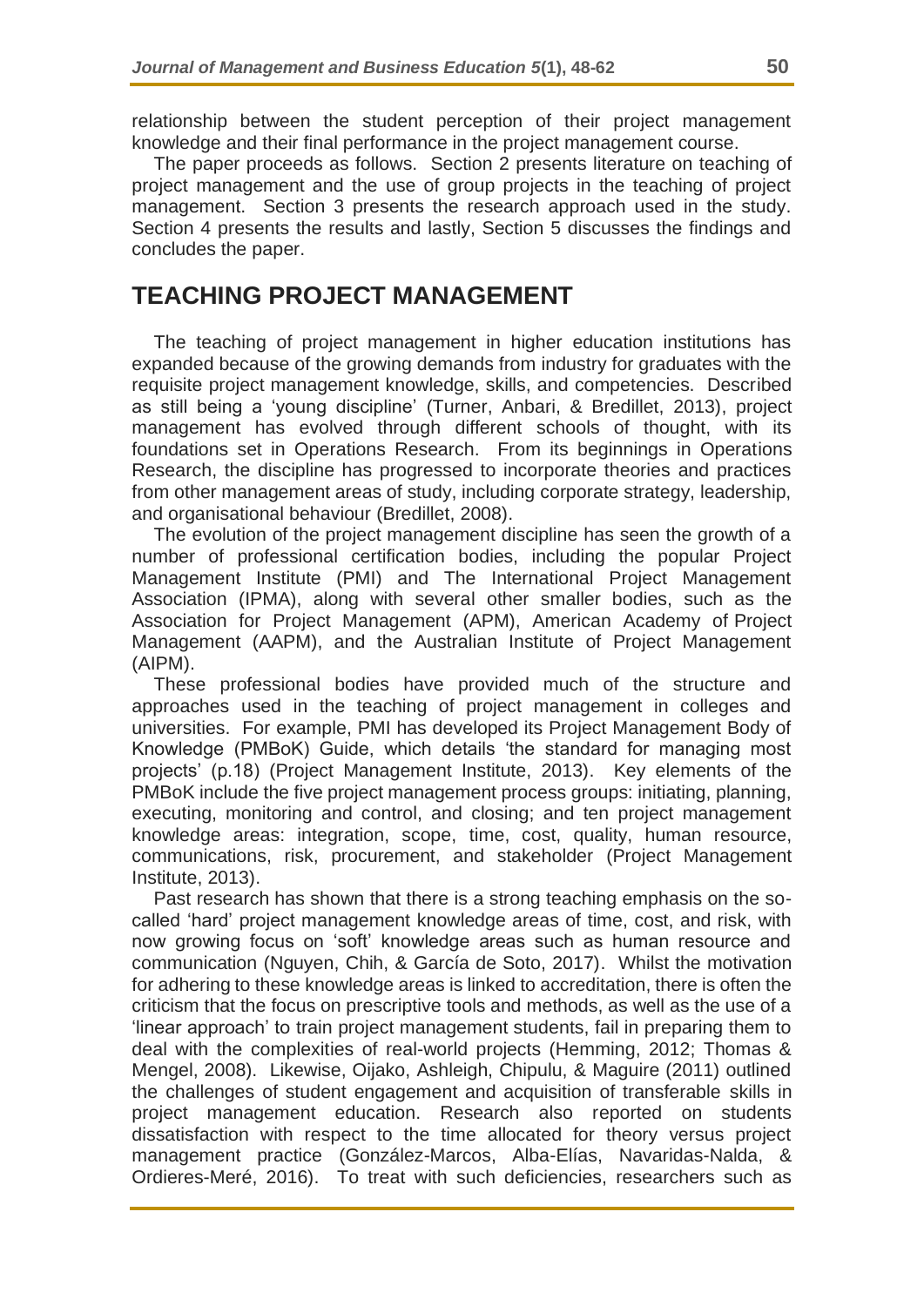relationship between the student perception of their project management knowledge and their final performance in the project management course.

The paper proceeds as follows. Section 2 presents literature on teaching of project management and the use of group projects in the teaching of project management. Section 3 presents the research approach used in the study. Section 4 presents the results and lastly, Section 5 discusses the findings and concludes the paper.

## TEACHING PROJECT MANAGEMENT

The teaching of project management in higher education institutions has expanded because of the growing demands from industry for graduates with the requisite project management knowledge, skills, and competencies. Described as still being a 'young discipline' (Turner, Anbari, & Bredillet, 2013), project management has evolved through different schools of thought, with its foundations set in Operations Research. From its beginnings in Operations Research, the discipline has progressed to incorporate theories and practices from other management areas of study, including corporate strategy, leadership, and organisational behaviour (Bredillet, 2008).

The evolution of the project management discipline has seen the growth of a number of professional certification bodies, including the popular Project Management Institute (PMI) and The International Project Management Association (IPMA), along with several other smaller bodies, such as the Association for Project Management (APM), American Academy of Project Management (AAPM), and the Australian Institute of Project Management (AIPM).

These professional bodies have provided much of the structure and approaches used in the teaching of project management in colleges and universities. For example, PMI has developed its Project Management Body of Knowledge (PMBoK) Guide, which details 'the standard for managing most projects' (p.18) (Project Management Institute, 2013). Key elements of the PMBoK include the five project management process groups: initiating, planning, executing, monitoring and control, and closing; and ten project management knowledge areas: integration, scope, time, cost, quality, human resource, communications, risk, procurement, and stakeholder (Project Management Institute, 2013).

Past research has shown that there is a strong teaching emphasis on the so-called 'hard' project management knowledge areas of time, cost, and risk, with now growing focus on 'soft' knowledge areas such as human resource and communication (Nguyen, Chih, & García de Soto, 2017). Whilst the motivation for adhering to these knowledge areas is linked to accreditation, there is often the criticism that the focus on prescriptive tools and methods, as well as the use of a 'linear approach' to train project management students, fail in preparing them to deal with the complexities of real-world projects (Hemming, 2012; Thomas & Mengel, 2008). Likewise, Oijako, Ashleigh, Chipulu, & Maguire (2011) outlined the challenges of student engagement and acquisition of transferable skills in project management education. Research also reported on students dissatisfaction with respect to the time allocated for theory versus project management practice (González-Marcos, Alba-Elías, Navaridas-Nalda, & Ordieres-Meré, 2016). To treat with such deficiencies, researchers such as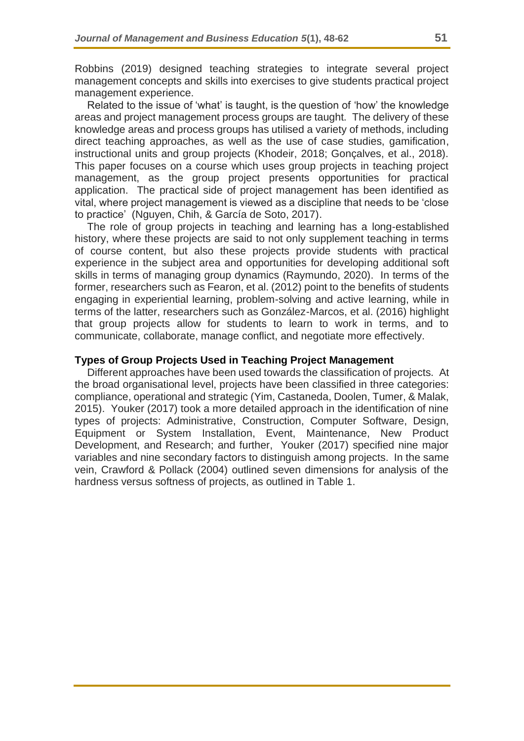Robbins (2019) designed teaching strategies to integrate several project management concepts and skills into exercises to give students practical project management experience.

Related to the issue of 'what' is taught, is the question of 'how' the knowledge areas and project management process groups are taught. The delivery of these knowledge areas and process groups has utilised a variety of methods, including direct teaching approaches, as well as the use of case studies, gamification, instructional units and group projects (Khodeir, 2018; Gonçalves, et al., 2018). This paper focuses on a course which uses group projects in teaching project management, as the group project presents opportunities for practical application. The practical side of project management has been identified as vital, where project management is viewed as a discipline that needs to be 'close to practice' (Nguyen, Chih, & García de Soto, 2017).

The role of group projects in teaching and learning has a long-established history, where these projects are said to not only supplement teaching in terms of course content, but also these projects provide students with practical experience in the subject area and opportunities for developing additional soft skills in terms of managing group dynamics (Raymundo, 2020). In terms of the former, researchers such as Fearon, et al. (2012) point to the benefits of students engaging in experiential learning, problem-solving and active learning, while in terms of the latter, researchers such as González-Marcos, et al. (2016) highlight that group projects allow for students to learn to work in terms, and to communicate, collaborate, manage conflict, and negotiate more effectively.

### Types of Group Projects Used in Teaching Project Management

Different approaches have been used towards the classification of projects. At the broad organisational level, projects have been classified in three categories: compliance, operational and strategic (Yim, Castaneda, Doolen, Tumer, & Malak, 2015). Youker (2017) took a more detailed approach in the identification of nine types of projects: Administrative, Construction, Computer Software, Design, Equipment or System Installation, Event, Maintenance, New Product Development, and Research; and further, Youker (2017) specified nine major variables and nine secondary factors to distinguish among projects. In the same vein, Crawford & Pollack (2004) outlined seven dimensions for analysis of the hardness versus softness of projects, as outlined in Table 1.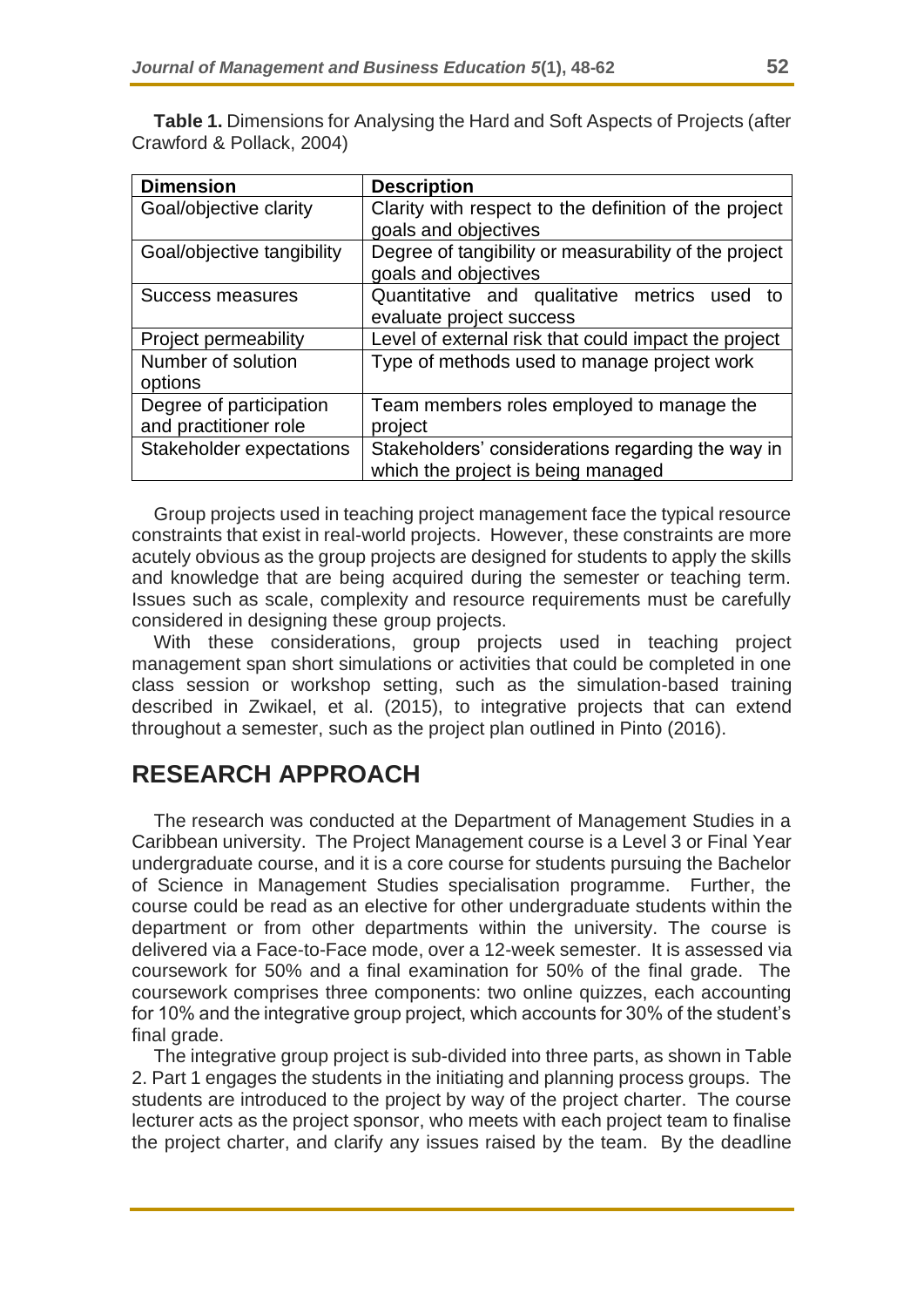**Table 1.** Dimensions for Analysing the Hard and Soft Aspects of Projects (after Crawford & Pollack, 2004)

| Dimension | Description |
|---|---|
| Goal/objective clarity | Clarity with respect to the definition of the project goals and objectives |
| Goal/objective tangibility | Degree of tangibility or measurability of the project goals and objectives |
| Success measures | Quantitative and qualitative metrics used to evaluate project success |
| Project permeability | Level of external risk that could impact the project |
| Number of solution options | Type of methods used to manage project work |
| Degree of participation and practitioner role | Team members roles employed to manage the project |
| Stakeholder expectations | Stakeholders' considerations regarding the way in which the project is being managed |

Group projects used in teaching project management face the typical resource constraints that exist in real-world projects. However, these constraints are more acutely obvious as the group projects are designed for students to apply the skills and knowledge that are being acquired during the semester or teaching term. Issues such as scale, complexity and resource requirements must be carefully considered in designing these group projects.

With these considerations, group projects used in teaching project management span short simulations or activities that could be completed in one class session or workshop setting, such as the simulation-based training described in Zwikael, et al. (2015), to integrative projects that can extend throughout a semester, such as the project plan outlined in Pinto (2016).

## RESEARCH APPROACH

The research was conducted at the Department of Management Studies in a Caribbean university. The Project Management course is a Level 3 or Final Year undergraduate course, and it is a core course for students pursuing the Bachelor of Science in Management Studies specialisation programme. Further, the course could be read as an elective for other undergraduate students within the department or from other departments within the university. The course is delivered via a Face-to-Face mode, over a 12-week semester. It is assessed via coursework for 50% and a final examination for 50% of the final grade. The coursework comprises three components: two online quizzes, each accounting for 10% and the integrative group project, which accounts for 30% of the student's final grade.

The integrative group project is sub-divided into three parts, as shown in Table 2. Part 1 engages the students in the initiating and planning process groups. The students are introduced to the project by way of the project charter. The course lecturer acts as the project sponsor, who meets with each project team to finalise the project charter, and clarify any issues raised by the team. By the deadline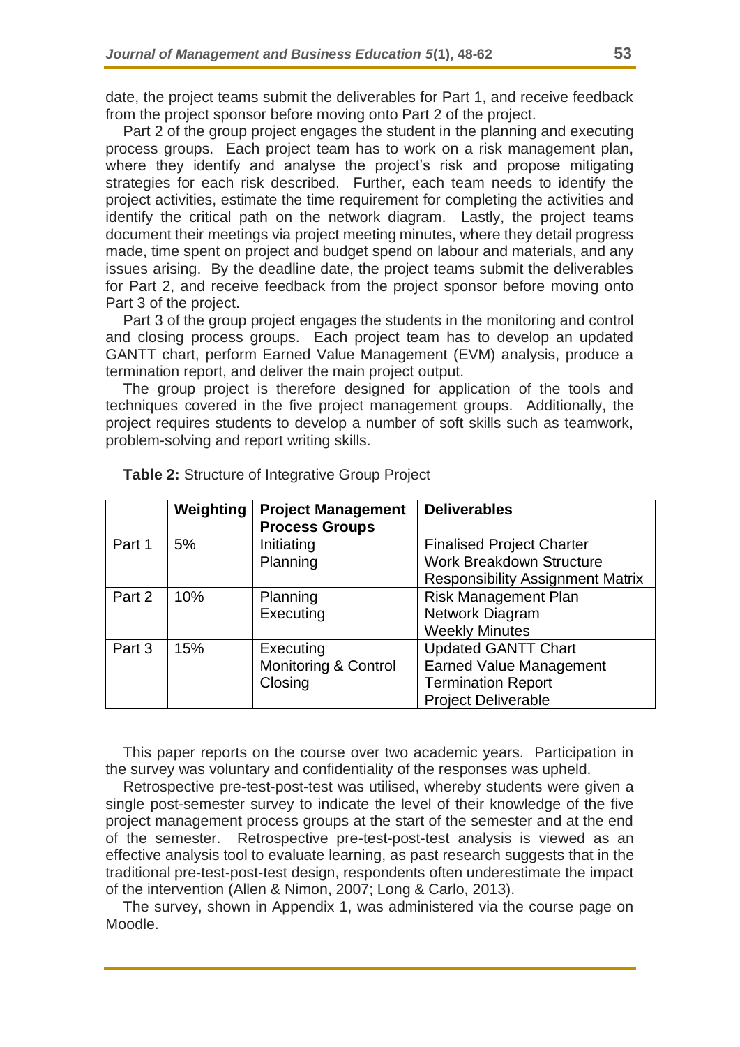date, the project teams submit the deliverables for Part 1, and receive feedback from the project sponsor before moving onto Part 2 of the project.

Part 2 of the group project engages the student in the planning and executing process groups. Each project team has to work on a risk management plan, where they identify and analyse the project's risk and propose mitigating strategies for each risk described. Further, each team needs to identify the project activities, estimate the time requirement for completing the activities and identify the critical path on the network diagram. Lastly, the project teams document their meetings via project meeting minutes, where they detail progress made, time spent on project and budget spend on labour and materials, and any issues arising. By the deadline date, the project teams submit the deliverables for Part 2, and receive feedback from the project sponsor before moving onto Part 3 of the project.

Part 3 of the group project engages the students in the monitoring and control and closing process groups. Each project team has to develop an updated GANTT chart, perform Earned Value Management (EVM) analysis, produce a termination report, and deliver the main project output.

The group project is therefore designed for application of the tools and techniques covered in the five project management groups. Additionally, the project requires students to develop a number of soft skills such as teamwork, problem-solving and report writing skills.

**Table 2:** Structure of Integrative Group Project

| | Weighting | Project Management Process Groups | Deliverables |
|---|---|---|---|
| Part 1 | 5% | Initiating<br>Planning | Finalised Project Charter<br>Work Breakdown Structure<br>Responsibility Assignment Matrix |
| Part 2 | 10% | Planning<br>Executing | Risk Management Plan<br>Network Diagram<br>Weekly Minutes |
| Part 3 | 15% | Executing<br>Monitoring & Control<br>Closing | Updated GANTT Chart<br>Earned Value Management<br>Termination Report<br>Project Deliverable |

This paper reports on the course over two academic years. Participation in the survey was voluntary and confidentiality of the responses was upheld.

Retrospective pre-test-post-test was utilised, whereby students were given a single post-semester survey to indicate the level of their knowledge of the five project management process groups at the start of the semester and at the end of the semester. Retrospective pre-test-post-test analysis is viewed as an effective analysis tool to evaluate learning, as past research suggests that in the traditional pre-test-post-test design, respondents often underestimate the impact of the intervention (Allen & Nimon, 2007; Long & Carlo, 2013).

The survey, shown in Appendix 1, was administered via the course page on Moodle.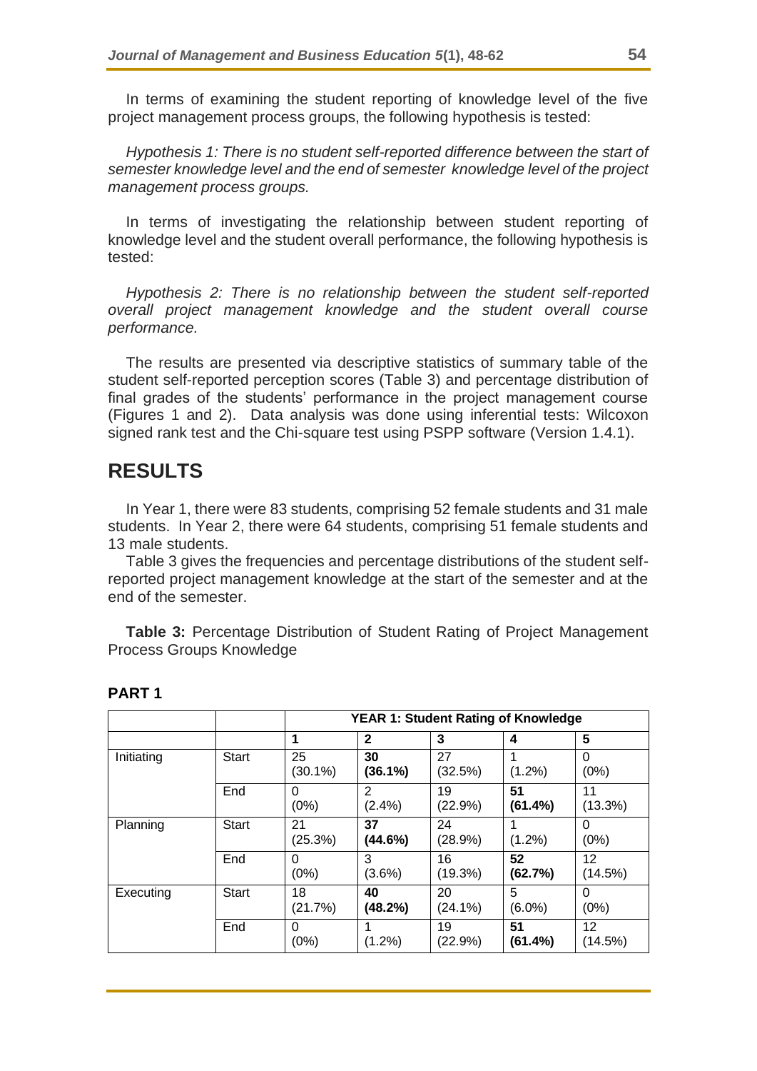In terms of examining the student reporting of knowledge level of the five project management process groups, the following hypothesis is tested:

*Hypothesis 1: There is no student self-reported difference between the start of semester knowledge level and the end of semester knowledge level of the project management process groups.*

In terms of investigating the relationship between student reporting of knowledge level and the student overall performance, the following hypothesis is tested:

*Hypothesis 2: There is no relationship between the student self-reported overall project management knowledge and the student overall course performance.*

The results are presented via descriptive statistics of summary table of the student self-reported perception scores (Table 3) and percentage distribution of final grades of the students' performance in the project management course (Figures 1 and 2). Data analysis was done using inferential tests: Wilcoxon signed rank test and the Chi-square test using PSPP software (Version 1.4.1).

## RESULTS

In Year 1, there were 83 students, comprising 52 female students and 31 male students. In Year 2, there were 64 students, comprising 51 female students and 13 male students.

Table 3 gives the frequencies and percentage distributions of the student self-reported project management knowledge at the start of the semester and at the end of the semester.

**Table 3:** Percentage Distribution of Student Rating of Project Management Process Groups Knowledge

**PART 1**

| | | **YEAR 1: Student Rating of Knowledge** | | | | |
|---|---|---|---|---|---|---|
| | | **1** | **2** | **3** | **4** | **5** |
| Initiating | Start | 25 (30.1%) | **30 (36.1%)** | 27 (32.5%) | 1 (1.2%) | 0 (0%) |
| | End | 0 (0%) | 2 (2.4%) | 19 (22.9%) | **51 (61.4%)** | 11 (13.3%) |
| Planning | Start | 21 (25.3%) | **37 (44.6%)** | 24 (28.9%) | 1 (1.2%) | 0 (0%) |
| | End | 0 (0%) | 3 (3.6%) | 16 (19.3%) | **52 (62.7%)** | 12 (14.5%) |
| Executing | Start | 18 (21.7%) | **40 (48.2%)** | 20 (24.1%) | 5 (6.0%) | 0 (0%) |
| | End | 0 (0%) | 1 (1.2%) | 19 (22.9%) | **51 (61.4%)** | 12 (14.5%) |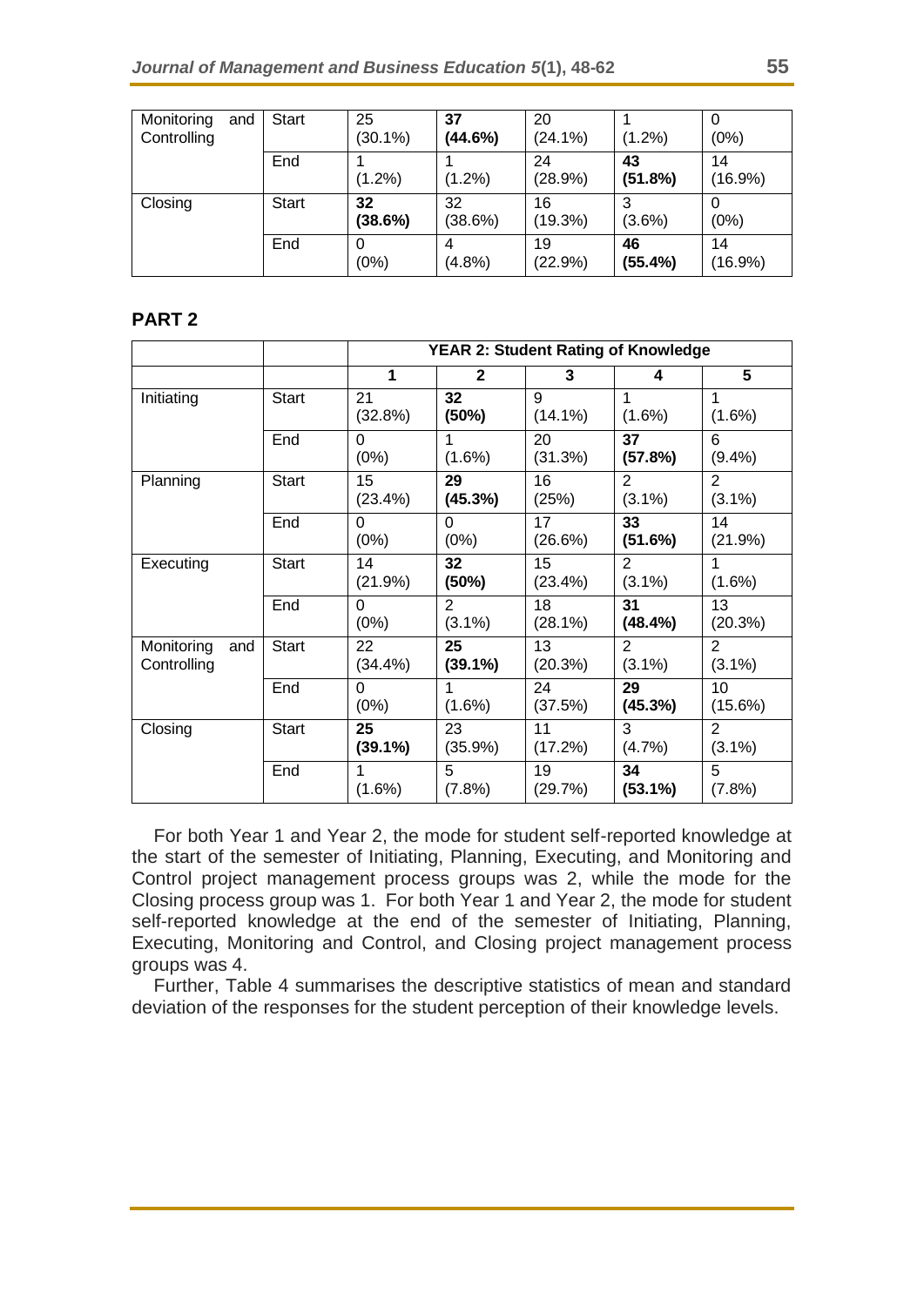| | | | | | | |
|---|---|---|---|---|---|---|
| Monitoring and Controlling | Start | 25 (30.1%) | **37 (44.6%)** | 20 (24.1%) | 1 (1.2%) | 0 (0%) |
| | End | 1 (1.2%) | 1 (1.2%) | 24 (28.9%) | **43 (51.8%)** | 14 (16.9%) |
| Closing | Start | **32 (38.6%)** | 32 (38.6%) | 16 (19.3%) | 3 (3.6%) | 0 (0%) |
| | End | 0 (0%) | 4 (4.8%) | 19 (22.9%) | **46 (55.4%)** | 14 (16.9%) |

## PART 2

| | | **YEAR 2: Student Rating of Knowledge** | | | | |
|---|---|---|---|---|---|---|
| | | **1** | **2** | **3** | **4** | **5** |
| Initiating | Start | 21 (32.8%) | **32 (50%)** | 9 (14.1%) | 1 (1.6%) | 1 (1.6%) |
| | End | 0 (0%) | 1 (1.6%) | 20 (31.3%) | **37 (57.8%)** | 6 (9.4%) |
| Planning | Start | 15 (23.4%) | **29 (45.3%)** | 16 (25%) | 2 (3.1%) | 2 (3.1%) |
| | End | 0 (0%) | 0 (0%) | 17 (26.6%) | **33 (51.6%)** | 14 (21.9%) |
| Executing | Start | 14 (21.9%) | **32 (50%)** | 15 (23.4%) | 2 (3.1%) | 1 (1.6%) |
| | End | 0 (0%) | 2 (3.1%) | 18 (28.1%) | **31 (48.4%)** | 13 (20.3%) |
| Monitoring and Controlling | Start | 22 (34.4%) | **25 (39.1%)** | 13 (20.3%) | 2 (3.1%) | 2 (3.1%) |
| | End | 0 (0%) | 1 (1.6%) | 24 (37.5%) | **29 (45.3%)** | 10 (15.6%) |
| Closing | Start | **25 (39.1%)** | 23 (35.9%) | 11 (17.2%) | 3 (4.7%) | 2 (3.1%) |
| | End | 1 (1.6%) | 5 (7.8%) | 19 (29.7%) | **34 (53.1%)** | 5 (7.8%) |

For both Year 1 and Year 2, the mode for student self-reported knowledge at the start of the semester of Initiating, Planning, Executing, and Monitoring and Control project management process groups was 2, while the mode for the Closing process group was 1. For both Year 1 and Year 2, the mode for student self-reported knowledge at the end of the semester of Initiating, Planning, Executing, Monitoring and Control, and Closing project management process groups was 4.

Further, Table 4 summarises the descriptive statistics of mean and standard deviation of the responses for the student perception of their knowledge levels.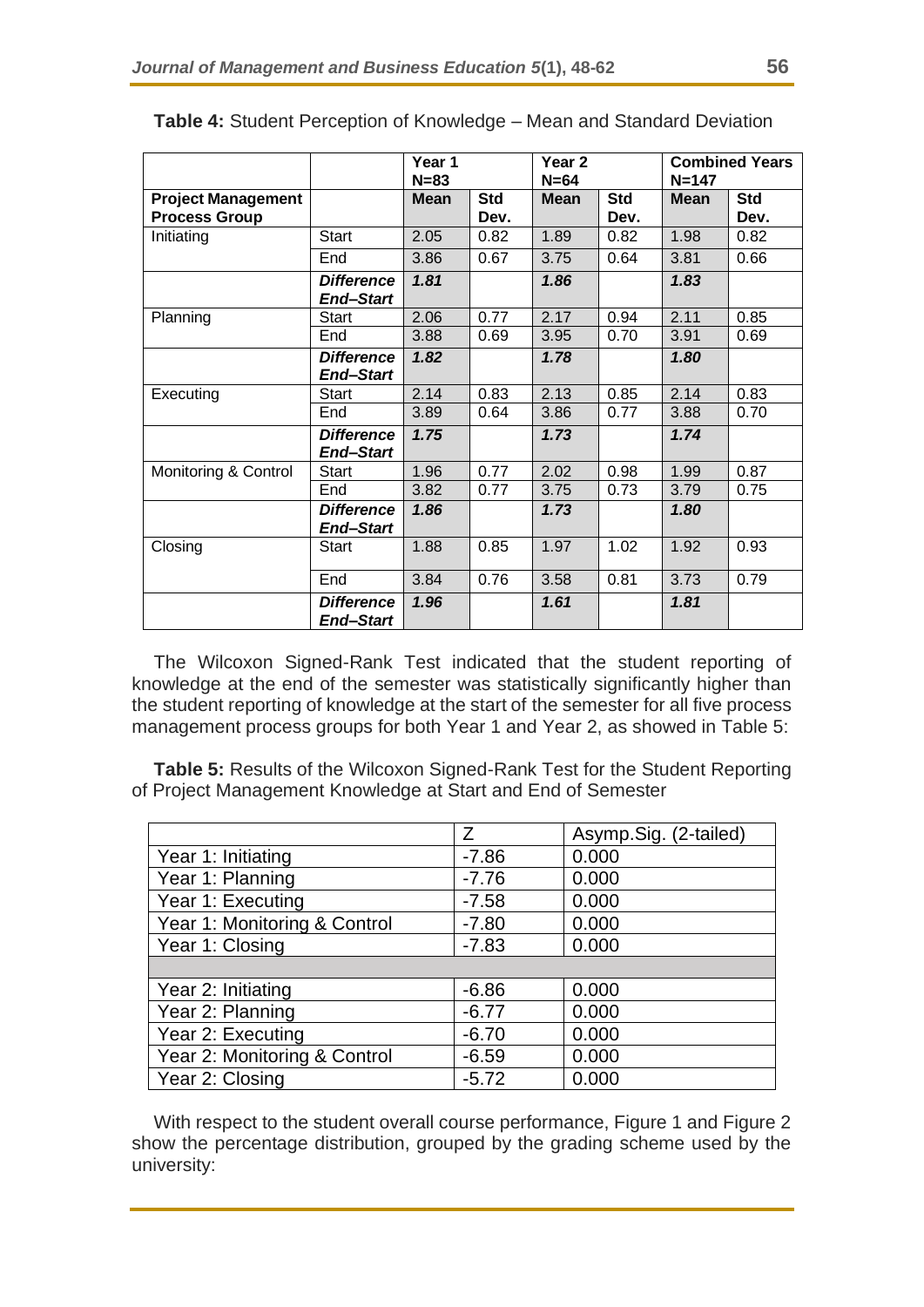**Table 4:** Student Perception of Knowledge – Mean and Standard Deviation

| | | Year 1 N=83 | | Year 2 N=64 | | Combined Years N=147 | |
|---|---|---|---|---|---|---|---|
| **Project Management Process Group** | | **Mean** | **Std Dev.** | **Mean** | **Std Dev.** | **Mean** | **Std Dev.** |
| Initiating | Start | 2.05 | 0.82 | 1.89 | 0.82 | 1.98 | 0.82 |
| | End | 3.86 | 0.67 | 3.75 | 0.64 | 3.81 | 0.66 |
| | ***Difference End–Start*** | ***1.81*** | | ***1.86*** | | ***1.83*** | |
| Planning | Start | 2.06 | 0.77 | 2.17 | 0.94 | 2.11 | 0.85 |
| | End | 3.88 | 0.69 | 3.95 | 0.70 | 3.91 | 0.69 |
| | ***Difference End–Start*** | ***1.82*** | | ***1.78*** | | ***1.80*** | |
| Executing | Start | 2.14 | 0.83 | 2.13 | 0.85 | 2.14 | 0.83 |
| | End | 3.89 | 0.64 | 3.86 | 0.77 | 3.88 | 0.70 |
| | ***Difference End–Start*** | ***1.75*** | | ***1.73*** | | ***1.74*** | |
| Monitoring & Control | Start | 1.96 | 0.77 | 2.02 | 0.98 | 1.99 | 0.87 |
| | End | 3.82 | 0.77 | 3.75 | 0.73 | 3.79 | 0.75 |
| | ***Difference End–Start*** | ***1.86*** | | ***1.73*** | | ***1.80*** | |
| Closing | Start | 1.88 | 0.85 | 1.97 | 1.02 | 1.92 | 0.93 |
| | End | 3.84 | 0.76 | 3.58 | 0.81 | 3.73 | 0.79 |
| | ***Difference End–Start*** | ***1.96*** | | ***1.61*** | | ***1.81*** | |

The Wilcoxon Signed-Rank Test indicated that the student reporting of knowledge at the end of the semester was statistically significantly higher than the student reporting of knowledge at the start of the semester for all five process management process groups for both Year 1 and Year 2, as showed in Table 5:

**Table 5:** Results of the Wilcoxon Signed-Rank Test for the Student Reporting of Project Management Knowledge at Start and End of Semester

| | Z | Asymp.Sig. (2-tailed) |
|---|---|---|
| Year 1: Initiating | -7.86 | 0.000 |
| Year 1: Planning | -7.76 | 0.000 |
| Year 1: Executing | -7.58 | 0.000 |
| Year 1: Monitoring & Control | -7.80 | 0.000 |
| Year 1: Closing | -7.83 | 0.000 |
| | | |
| Year 2: Initiating | -6.86 | 0.000 |
| Year 2: Planning | -6.77 | 0.000 |
| Year 2: Executing | -6.70 | 0.000 |
| Year 2: Monitoring & Control | -6.59 | 0.000 |
| Year 2: Closing | -5.72 | 0.000 |

With respect to the student overall course performance, Figure 1 and Figure 2 show the percentage distribution, grouped by the grading scheme used by the university: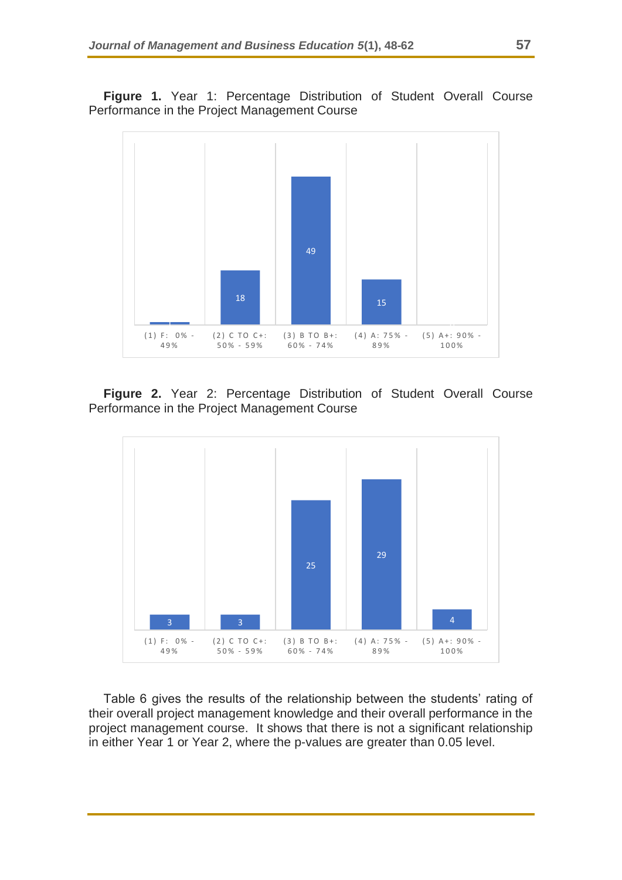**Figure 1.** Year 1: Percentage Distribution of Student Overall Course Performance in the Project Management Course

| Grade | Value |
|---|---|
| (1) F: 0% - 49% | |
| (2) C TO C+: 50% - 59% | 18 |
| (3) B TO B+: 60% - 74% | 49 |
| (4) A: 75% - 89% | 15 |
| (5) A+: 90% - 100% | |

**Figure 2.** Year 2: Percentage Distribution of Student Overall Course Performance in the Project Management Course

| Grade | Value |
|---|---|
| (1) F: 0% - 49% | 3 |
| (2) C TO C+: 50% - 59% | 3 |
| (3) B TO B+: 60% - 74% | 25 |
| (4) A: 75% - 89% | 29 |
| (5) A+: 90% - 100% | 4 |

Table 6 gives the results of the relationship between the students' rating of their overall project management knowledge and their overall performance in the project management course. It shows that there is not a significant relationship in either Year 1 or Year 2, where the p-values are greater than 0.05 level.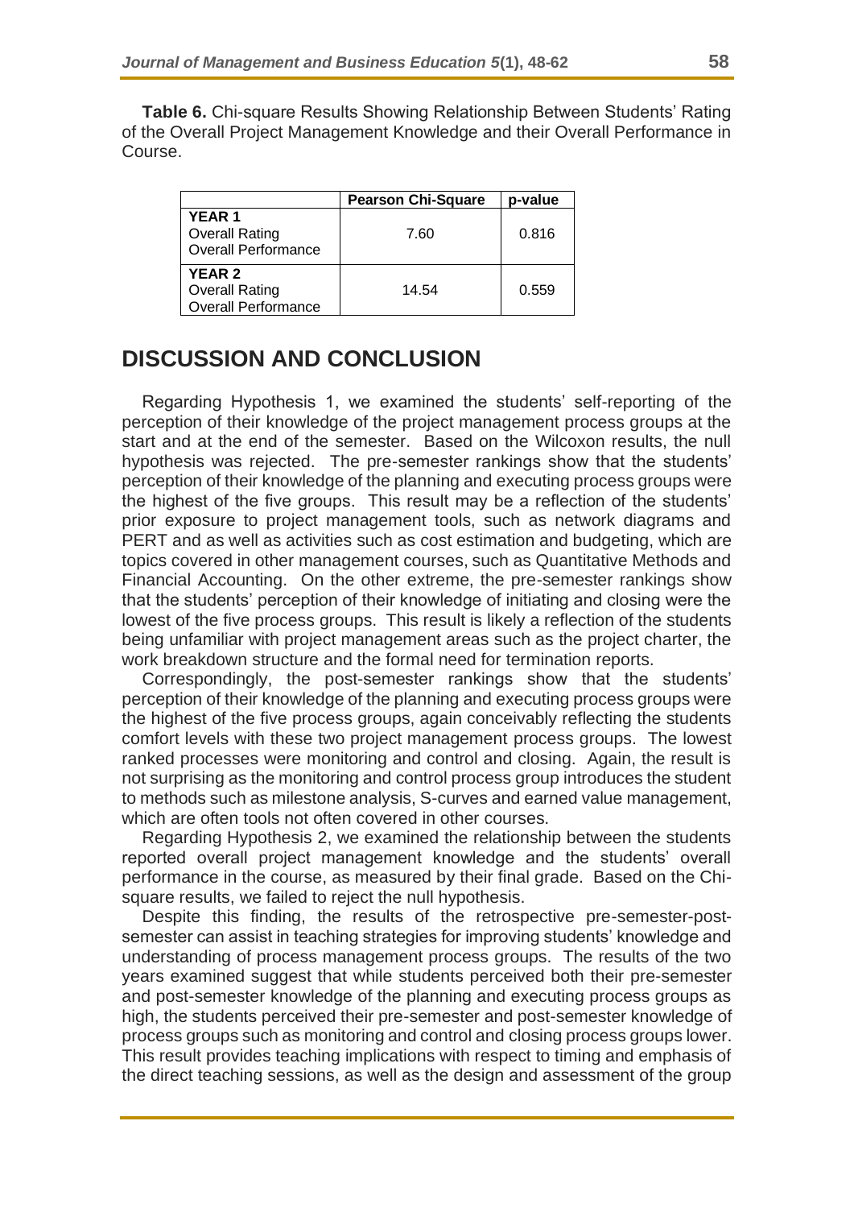**Table 6.** Chi-square Results Showing Relationship Between Students' Rating of the Overall Project Management Knowledge and their Overall Performance in Course.

| | Pearson Chi-Square | p-value |
|---|---|---|
| **YEAR 1**<br>Overall Rating<br>Overall Performance | 7.60 | 0.816 |
| **YEAR 2**<br>Overall Rating<br>Overall Performance | 14.54 | 0.559 |

## DISCUSSION AND CONCLUSION

Regarding Hypothesis 1, we examined the students' self-reporting of the perception of their knowledge of the project management process groups at the start and at the end of the semester. Based on the Wilcoxon results, the null hypothesis was rejected. The pre-semester rankings show that the students' perception of their knowledge of the planning and executing process groups were the highest of the five groups. This result may be a reflection of the students' prior exposure to project management tools, such as network diagrams and PERT and as well as activities such as cost estimation and budgeting, which are topics covered in other management courses, such as Quantitative Methods and Financial Accounting. On the other extreme, the pre-semester rankings show that the students' perception of their knowledge of initiating and closing were the lowest of the five process groups. This result is likely a reflection of the students being unfamiliar with project management areas such as the project charter, the work breakdown structure and the formal need for termination reports.

Correspondingly, the post-semester rankings show that the students' perception of their knowledge of the planning and executing process groups were the highest of the five process groups, again conceivably reflecting the students comfort levels with these two project management process groups. The lowest ranked processes were monitoring and control and closing. Again, the result is not surprising as the monitoring and control process group introduces the student to methods such as milestone analysis, S-curves and earned value management, which are often tools not often covered in other courses.

Regarding Hypothesis 2, we examined the relationship between the students reported overall project management knowledge and the students' overall performance in the course, as measured by their final grade. Based on the Chi-square results, we failed to reject the null hypothesis.

Despite this finding, the results of the retrospective pre-semester-post-semester can assist in teaching strategies for improving students' knowledge and understanding of process management process groups. The results of the two years examined suggest that while students perceived both their pre-semester and post-semester knowledge of the planning and executing process groups as high, the students perceived their pre-semester and post-semester knowledge of process groups such as monitoring and control and closing process groups lower. This result provides teaching implications with respect to timing and emphasis of the direct teaching sessions, as well as the design and assessment of the group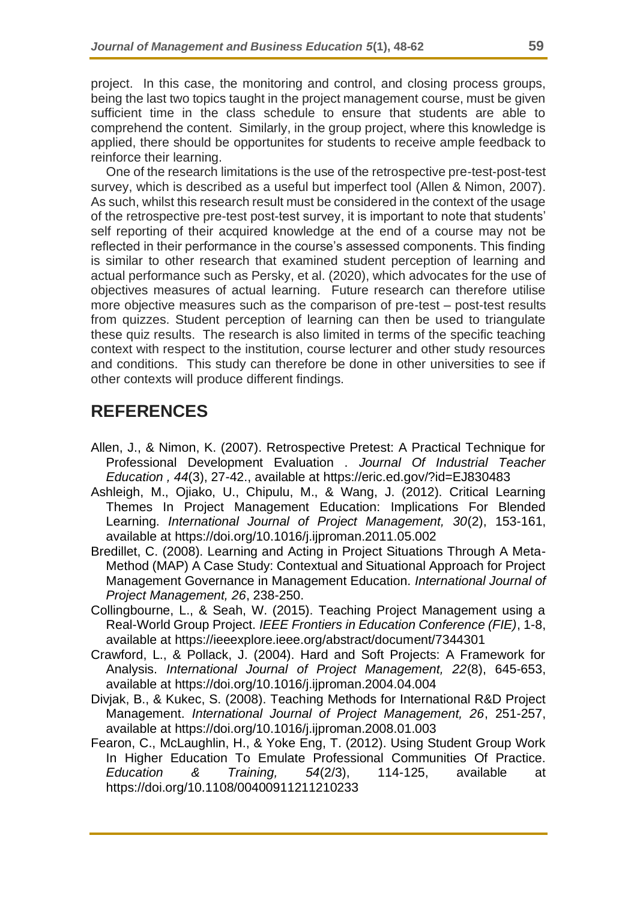project. In this case, the monitoring and control, and closing process groups, being the last two topics taught in the project management course, must be given sufficient time in the class schedule to ensure that students are able to comprehend the content. Similarly, in the group project, where this knowledge is applied, there should be opportunites for students to receive ample feedback to reinforce their learning.

One of the research limitations is the use of the retrospective pre-test-post-test survey, which is described as a useful but imperfect tool (Allen & Nimon, 2007). As such, whilst this research result must be considered in the context of the usage of the retrospective pre-test post-test survey, it is important to note that students' self reporting of their acquired knowledge at the end of a course may not be reflected in their performance in the course's assessed components. This finding is similar to other research that examined student perception of learning and actual performance such as Persky, et al. (2020), which advocates for the use of objectives measures of actual learning. Future research can therefore utilise more objective measures such as the comparison of pre-test – post-test results from quizzes. Student perception of learning can then be used to triangulate these quiz results. The research is also limited in terms of the specific teaching context with respect to the institution, course lecturer and other study resources and conditions. This study can therefore be done in other universities to see if other contexts will produce different findings.

## REFERENCES

Allen, J., & Nimon, K. (2007). Retrospective Pretest: A Practical Technique for Professional Development Evaluation . *Journal Of Industrial Teacher Education , 44*(3), 27-42., available at https://eric.ed.gov/?id=EJ830483

Ashleigh, M., Ojiako, U., Chipulu, M., & Wang, J. (2012). Critical Learning Themes In Project Management Education: Implications For Blended Learning. *International Journal of Project Management, 30*(2), 153-161, available at https://doi.org/10.1016/j.ijproman.2011.05.002

Bredillet, C. (2008). Learning and Acting in Project Situations Through A Meta-Method (MAP) A Case Study: Contextual and Situational Approach for Project Management Governance in Management Education. *International Journal of Project Management, 26*, 238-250.

Collingbourne, L., & Seah, W. (2015). Teaching Project Management using a Real-World Group Project. *IEEE Frontiers in Education Conference (FIE)*, 1-8, available at https://ieeexplore.ieee.org/abstract/document/7344301

Crawford, L., & Pollack, J. (2004). Hard and Soft Projects: A Framework for Analysis. *International Journal of Project Management, 22*(8), 645-653, available at https://doi.org/10.1016/j.ijproman.2004.04.004

Divjak, B., & Kukec, S. (2008). Teaching Methods for International R&D Project Management. *International Journal of Project Management, 26*, 251-257, available at https://doi.org/10.1016/j.ijproman.2008.01.003

Fearon, C., McLaughlin, H., & Yoke Eng, T. (2012). Using Student Group Work In Higher Education To Emulate Professional Communities Of Practice. *Education & Training, 54*(2/3), 114-125, available at https://doi.org/10.1108/00400911211210233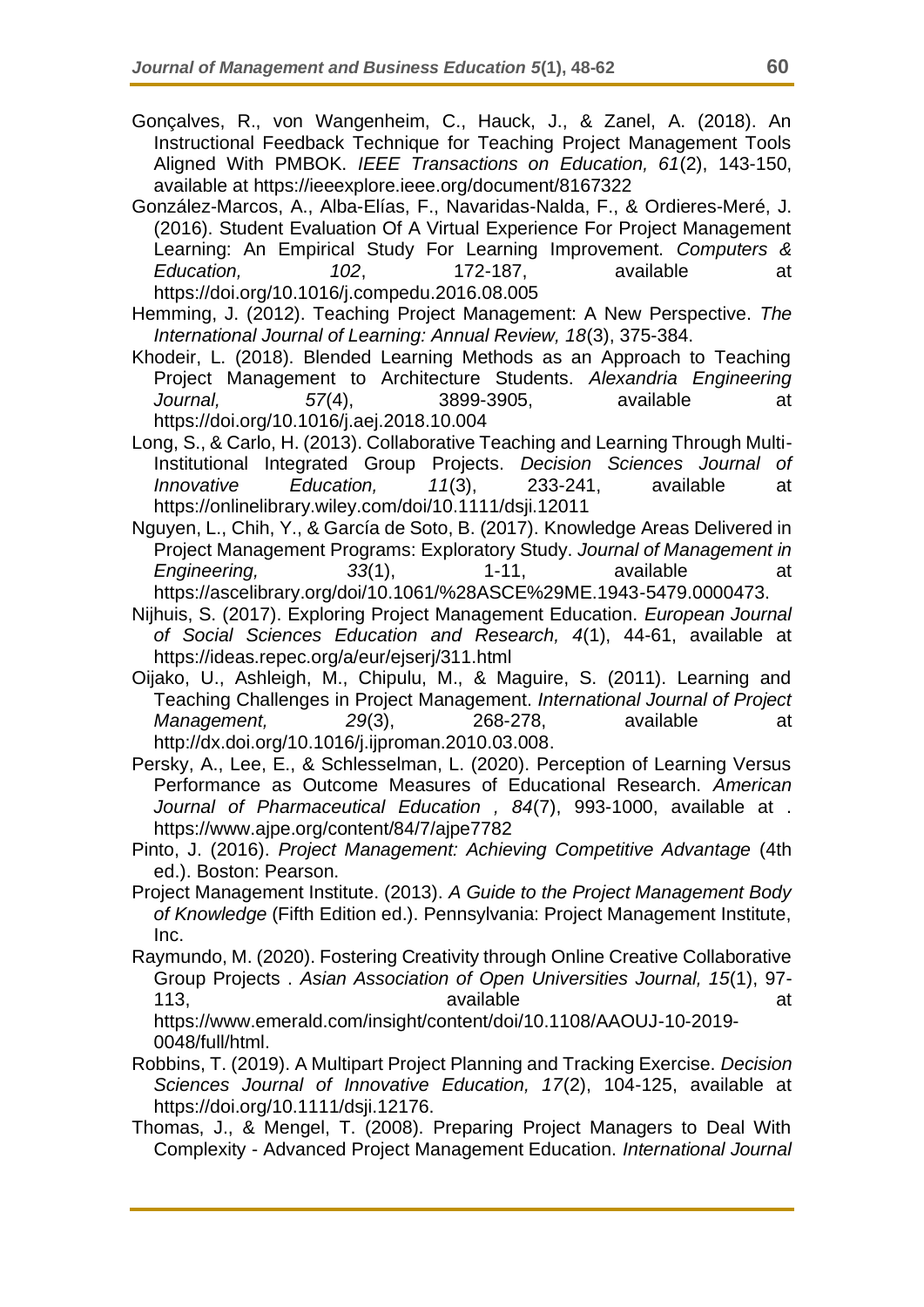Gonçalves, R., von Wangenheim, C., Hauck, J., & Zanel, A. (2018). An Instructional Feedback Technique for Teaching Project Management Tools Aligned With PMBOK. *IEEE Transactions on Education, 61*(2), 143-150, available at https://ieeexplore.ieee.org/document/8167322

González-Marcos, A., Alba-Elías, F., Navaridas-Nalda, F., & Ordieres-Meré, J. (2016). Student Evaluation Of A Virtual Experience For Project Management Learning: An Empirical Study For Learning Improvement. *Computers & Education, 102*, 172-187, available at https://doi.org/10.1016/j.compedu.2016.08.005

Hemming, J. (2012). Teaching Project Management: A New Perspective. *The International Journal of Learning: Annual Review, 18*(3), 375-384.

Khodeir, L. (2018). Blended Learning Methods as an Approach to Teaching Project Management to Architecture Students. *Alexandria Engineering Journal, 57*(4), 3899-3905, available at https://doi.org/10.1016/j.aej.2018.10.004

Long, S., & Carlo, H. (2013). Collaborative Teaching and Learning Through Multi-Institutional Integrated Group Projects. *Decision Sciences Journal of Innovative Education, 11*(3), 233-241, available at https://onlinelibrary.wiley.com/doi/10.1111/dsji.12011

Nguyen, L., Chih, Y., & García de Soto, B. (2017). Knowledge Areas Delivered in Project Management Programs: Exploratory Study. *Journal of Management in Engineering, 33*(1), 1-11, available at https://ascelibrary.org/doi/10.1061/%28ASCE%29ME.1943-5479.0000473.

Nijhuis, S. (2017). Exploring Project Management Education. *European Journal of Social Sciences Education and Research, 4*(1), 44-61, available at https://ideas.repec.org/a/eur/ejserj/311.html

Oijako, U., Ashleigh, M., Chipulu, M., & Maguire, S. (2011). Learning and Teaching Challenges in Project Management. *International Journal of Project Management, 29*(3), 268-278, available at http://dx.doi.org/10.1016/j.ijproman.2010.03.008.

Persky, A., Lee, E., & Schlesselman, L. (2020). Perception of Learning Versus Performance as Outcome Measures of Educational Research. *American Journal of Pharmaceutical Education , 84*(7), 993-1000, available at . https://www.ajpe.org/content/84/7/ajpe7782

Pinto, J. (2016). *Project Management: Achieving Competitive Advantage* (4th ed.). Boston: Pearson.

Project Management Institute. (2013). *A Guide to the Project Management Body of Knowledge* (Fifth Edition ed.). Pennsylvania: Project Management Institute, Inc.

Raymundo, M. (2020). Fostering Creativity through Online Creative Collaborative Group Projects . *Asian Association of Open Universities Journal, 15*(1), 97-113, available at https://www.emerald.com/insight/content/doi/10.1108/AAOUJ-10-2019-0048/full/html.

Robbins, T. (2019). A Multipart Project Planning and Tracking Exercise. *Decision Sciences Journal of Innovative Education, 17*(2), 104-125, available at https://doi.org/10.1111/dsji.12176.

Thomas, J., & Mengel, T. (2008). Preparing Project Managers to Deal With Complexity - Advanced Project Management Education. *International Journal*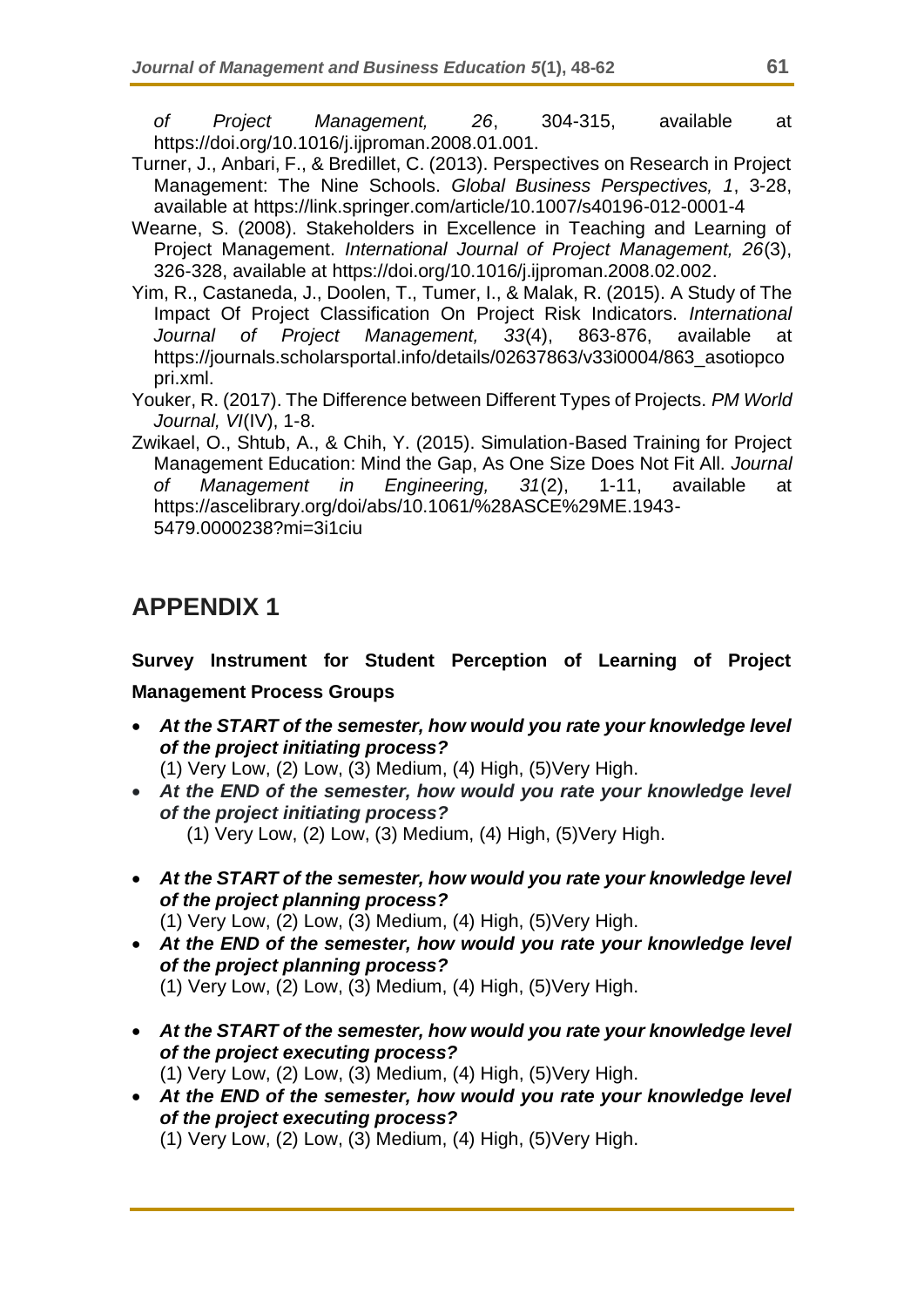*of Project Management, 26*, 304-315, available at https://doi.org/10.1016/j.ijproman.2008.01.001.

Turner, J., Anbari, F., & Bredillet, C. (2013). Perspectives on Research in Project Management: The Nine Schools. *Global Business Perspectives, 1*, 3-28, available at https://link.springer.com/article/10.1007/s40196-012-0001-4

Wearne, S. (2008). Stakeholders in Excellence in Teaching and Learning of Project Management. *International Journal of Project Management, 26*(3), 326-328, available at https://doi.org/10.1016/j.ijproman.2008.02.002.

Yim, R., Castaneda, J., Doolen, T., Tumer, I., & Malak, R. (2015). A Study of The Impact Of Project Classification On Project Risk Indicators. *International Journal of Project Management, 33*(4), 863-876, available at https://journals.scholarsportal.info/details/02637863/v33i0004/863_asotiopcopri.xml.

Youker, R. (2017). The Difference between Different Types of Projects. *PM World Journal, VI*(IV), 1-8.

Zwikael, O., Shtub, A., & Chih, Y. (2015). Simulation-Based Training for Project Management Education: Mind the Gap, As One Size Does Not Fit All. *Journal of Management in Engineering, 31*(2), 1-11, available at https://ascelibrary.org/doi/abs/10.1061/%28ASCE%29ME.1943-5479.0000238?mi=3i1ciu

## APPENDIX 1

**Survey Instrument for Student Perception of Learning of Project Management Process Groups**

- ***At the START of the semester, how would you rate your knowledge level of the project initiating process?***
  (1) Very Low, (2) Low, (3) Medium, (4) High, (5)Very High.
- ***At the END of the semester, how would you rate your knowledge level of the project initiating process?***
  (1) Very Low, (2) Low, (3) Medium, (4) High, (5)Very High.

- ***At the START of the semester, how would you rate your knowledge level of the project planning process?***
  (1) Very Low, (2) Low, (3) Medium, (4) High, (5)Very High.
- ***At the END of the semester, how would you rate your knowledge level of the project planning process?***
  (1) Very Low, (2) Low, (3) Medium, (4) High, (5)Very High.

- ***At the START of the semester, how would you rate your knowledge level of the project executing process?***
  (1) Very Low, (2) Low, (3) Medium, (4) High, (5)Very High.
- ***At the END of the semester, how would you rate your knowledge level of the project executing process?***
  (1) Very Low, (2) Low, (3) Medium, (4) High, (5)Very High.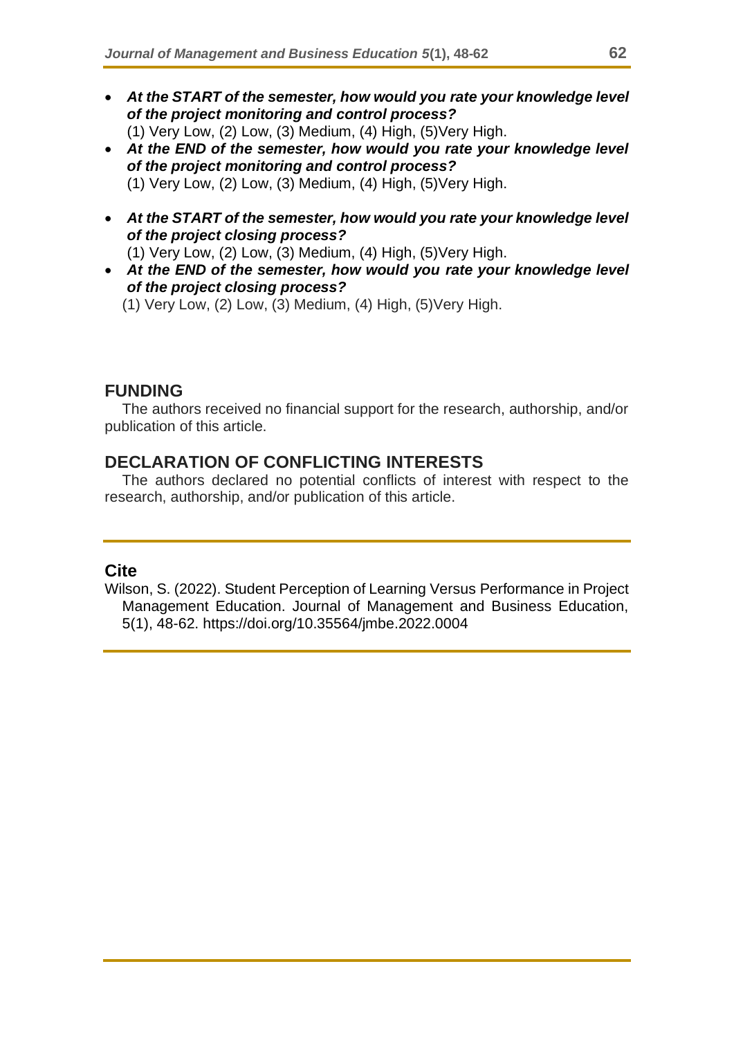- ***At the START of the semester, how would you rate your knowledge level of the project monitoring and control process?***
  (1) Very Low, (2) Low, (3) Medium, (4) High, (5)Very High.
- ***At the END of the semester, how would you rate your knowledge level of the project monitoring and control process?***
  (1) Very Low, (2) Low, (3) Medium, (4) High, (5)Very High.

- ***At the START of the semester, how would you rate your knowledge level of the project closing process?***
  (1) Very Low, (2) Low, (3) Medium, (4) High, (5)Very High.
- ***At the END of the semester, how would you rate your knowledge level of the project closing process?***
  (1) Very Low, (2) Low, (3) Medium, (4) High, (5)Very High.

## FUNDING

The authors received no financial support for the research, authorship, and/or publication of this article.

## DECLARATION OF CONFLICTING INTERESTS

The authors declared no potential conflicts of interest with respect to the research, authorship, and/or publication of this article.

## Cite

Wilson, S. (2022). Student Perception of Learning Versus Performance in Project Management Education. Journal of Management and Business Education, 5(1), 48-62. https://doi.org/10.35564/jmbe.2022.0004